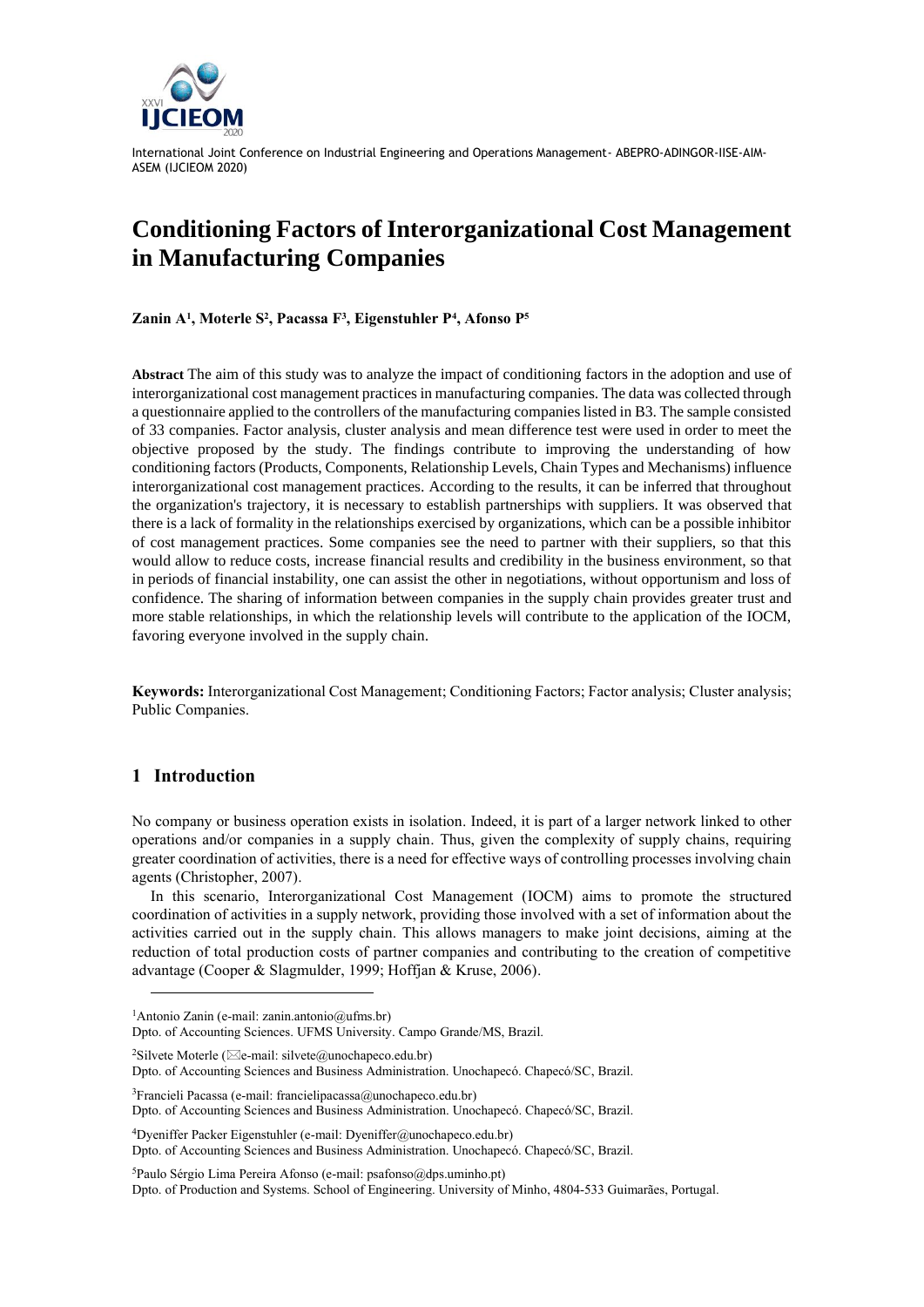International Joint Conference on Industrial Engineering and Operations Management- ABEPRO-ADINGOR-IISE-AIM-ASEM (IJCIEOM 2020)

# Conditioning Factors of Interorganizational Cost Management in Manufacturing Companies

**Zanin A[1], Moterle S[2], Pacassa F[3], Eigenstuhler P[4], Afonso P[5]**

**Abstract** The aim of this study was to analyze the impact of conditioning factors in the adoption and use of interorganizational cost management practices in manufacturing companies. The data was collected through a questionnaire applied to the controllers of the manufacturing companies listed in B3. The sample consisted of 33 companies. Factor analysis, cluster analysis and mean difference test were used in order to meet the objective proposed by the study. The findings contribute to improving the understanding of how conditioning factors (Products, Components, Relationship Levels, Chain Types and Mechanisms) influence interorganizational cost management practices. According to the results, it can be inferred that throughout the organization's trajectory, it is necessary to establish partnerships with suppliers. It was observed that there is a lack of formality in the relationships exercised by organizations, which can be a possible inhibitor of cost management practices. Some companies see the need to partner with their suppliers, so that this would allow to reduce costs, increase financial results and credibility in the business environment, so that in periods of financial instability, one can assist the other in negotiations, without opportunism and loss of confidence. The sharing of information between companies in the supply chain provides greater trust and more stable relationships, in which the relationship levels will contribute to the application of the IOCM, favoring everyone involved in the supply chain.

**Keywords:** Interorganizational Cost Management; Conditioning Factors; Factor analysis; Cluster analysis; Public Companies.

## 1 Introduction

No company or business operation exists in isolation. Indeed, it is part of a larger network linked to other operations and/or companies in a supply chain. Thus, given the complexity of supply chains, requiring greater coordination of activities, there is a need for effective ways of controlling processes involving chain agents (Christopher, 2007).

In this scenario, Interorganizational Cost Management (IOCM) aims to promote the structured coordination of activities in a supply network, providing those involved with a set of information about the activities carried out in the supply chain. This allows managers to make joint decisions, aiming at the reduction of total production costs of partner companies and contributing to the creation of competitive advantage (Cooper & Slagmulder, 1999; Hoffjan & Kruse, 2006).

---

[1]Antonio Zanin (e-mail: zanin.antonio@ufms.br)
Dpto. of Accounting Sciences. UFMS University. Campo Grande/MS, Brazil.

[2]Silvete Moterle (✉e-mail: silvete@unochapeco.edu.br)
Dpto. of Accounting Sciences and Business Administration. Unochapecó. Chapecó/SC, Brazil.

[3]Francieli Pacassa (e-mail: francielipacassa@unochapeco.edu.br)
Dpto. of Accounting Sciences and Business Administration. Unochapecó. Chapecó/SC, Brazil.

[4]Dyeniffer Packer Eigenstuhler (e-mail: Dyeniffer@unochapeco.edu.br)
Dpto. of Accounting Sciences and Business Administration. Unochapecó. Chapecó/SC, Brazil.

[5]Paulo Sérgio Lima Pereira Afonso (e-mail: psafonso@dps.uminho.pt)
Dpto. of Production and Systems. School of Engineering. University of Minho, 4804-533 Guimarães, Portugal.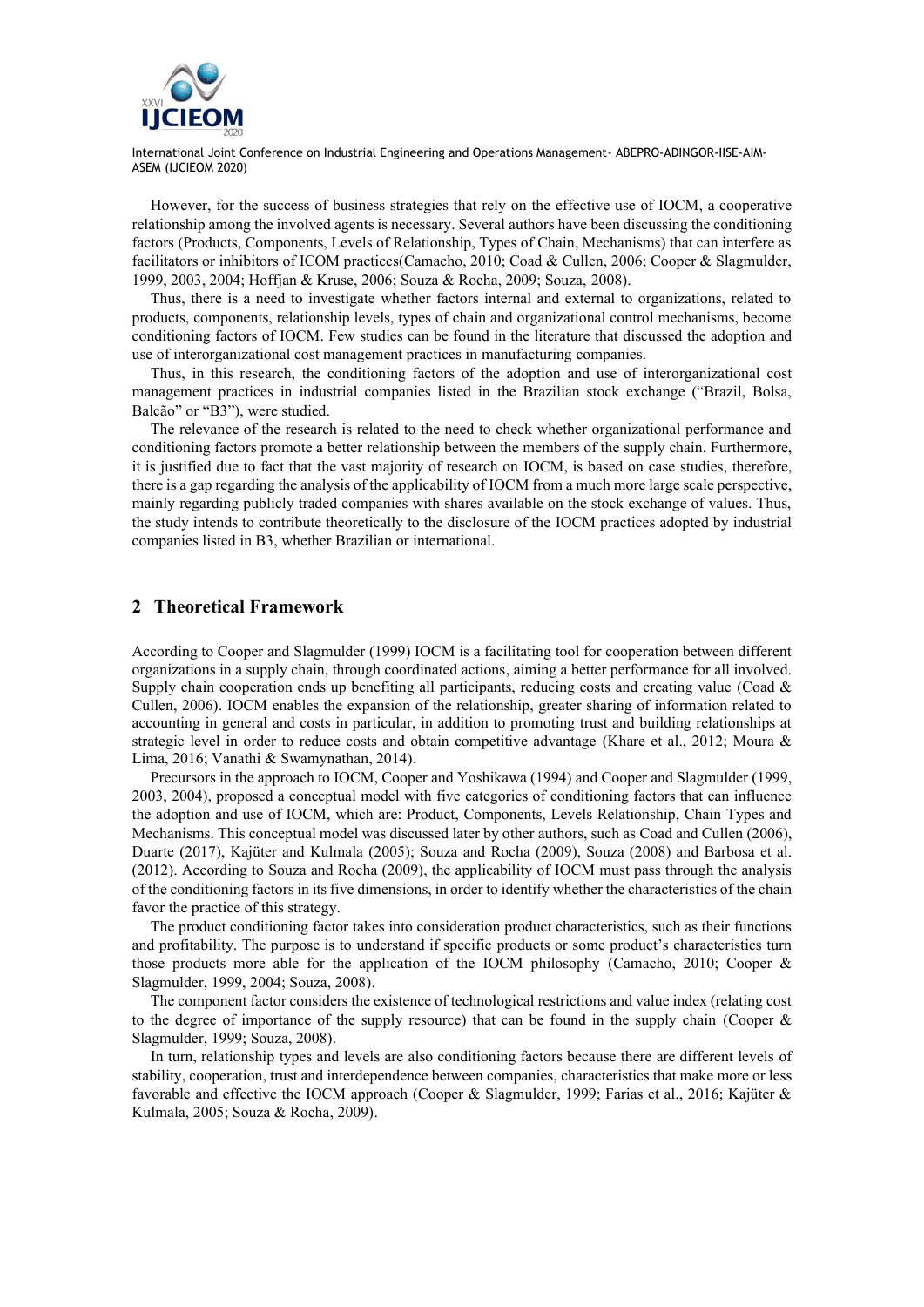However, for the success of business strategies that rely on the effective use of IOCM, a cooperative relationship among the involved agents is necessary. Several authors have been discussing the conditioning factors (Products, Components, Levels of Relationship, Types of Chain, Mechanisms) that can interfere as facilitators or inhibitors of ICOM practices(Camacho, 2010; Coad & Cullen, 2006; Cooper & Slagmulder, 1999, 2003, 2004; Hoffjan & Kruse, 2006; Souza & Rocha, 2009; Souza, 2008).

Thus, there is a need to investigate whether factors internal and external to organizations, related to products, components, relationship levels, types of chain and organizational control mechanisms, become conditioning factors of IOCM. Few studies can be found in the literature that discussed the adoption and use of interorganizational cost management practices in manufacturing companies.

Thus, in this research, the conditioning factors of the adoption and use of interorganizational cost management practices in industrial companies listed in the Brazilian stock exchange ("Brazil, Bolsa, Balcão" or "B3"), were studied.

The relevance of the research is related to the need to check whether organizational performance and conditioning factors promote a better relationship between the members of the supply chain. Furthermore, it is justified due to fact that the vast majority of research on IOCM, is based on case studies, therefore, there is a gap regarding the analysis of the applicability of IOCM from a much more large scale perspective, mainly regarding publicly traded companies with shares available on the stock exchange of values. Thus, the study intends to contribute theoretically to the disclosure of the IOCM practices adopted by industrial companies listed in B3, whether Brazilian or international.

## 2 Theoretical Framework

According to Cooper and Slagmulder (1999) IOCM is a facilitating tool for cooperation between different organizations in a supply chain, through coordinated actions, aiming a better performance for all involved. Supply chain cooperation ends up benefiting all participants, reducing costs and creating value (Coad & Cullen, 2006). IOCM enables the expansion of the relationship, greater sharing of information related to accounting in general and costs in particular, in addition to promoting trust and building relationships at strategic level in order to reduce costs and obtain competitive advantage (Khare et al., 2012; Moura & Lima, 2016; Vanathi & Swamynathan, 2014).

Precursors in the approach to IOCM, Cooper and Yoshikawa (1994) and Cooper and Slagmulder (1999, 2003, 2004), proposed a conceptual model with five categories of conditioning factors that can influence the adoption and use of IOCM, which are: Product, Components, Levels Relationship, Chain Types and Mechanisms. This conceptual model was discussed later by other authors, such as Coad and Cullen (2006), Duarte (2017), Kajüter and Kulmala (2005); Souza and Rocha (2009), Souza (2008) and Barbosa et al. (2012). According to Souza and Rocha (2009), the applicability of IOCM must pass through the analysis of the conditioning factors in its five dimensions, in order to identify whether the characteristics of the chain favor the practice of this strategy.

The product conditioning factor takes into consideration product characteristics, such as their functions and profitability. The purpose is to understand if specific products or some product's characteristics turn those products more able for the application of the IOCM philosophy (Camacho, 2010; Cooper & Slagmulder, 1999, 2004; Souza, 2008).

The component factor considers the existence of technological restrictions and value index (relating cost to the degree of importance of the supply resource) that can be found in the supply chain (Cooper & Slagmulder, 1999; Souza, 2008).

In turn, relationship types and levels are also conditioning factors because there are different levels of stability, cooperation, trust and interdependence between companies, characteristics that make more or less favorable and effective the IOCM approach (Cooper & Slagmulder, 1999; Farias et al., 2016; Kajüter & Kulmala, 2005; Souza & Rocha, 2009).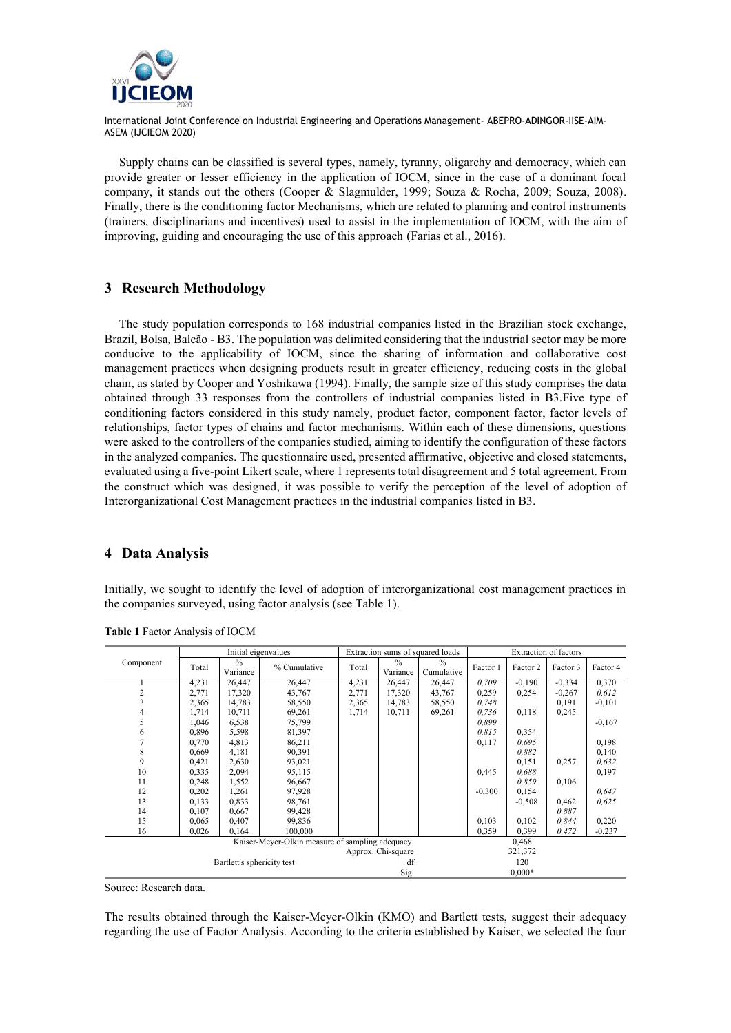Supply chains can be classified is several types, namely, tyranny, oligarchy and democracy, which can provide greater or lesser efficiency in the application of IOCM, since in the case of a dominant focal company, it stands out the others (Cooper & Slagmulder, 1999; Souza & Rocha, 2009; Souza, 2008). Finally, there is the conditioning factor Mechanisms, which are related to planning and control instruments (trainers, disciplinarians and incentives) used to assist in the implementation of IOCM, with the aim of improving, guiding and encouraging the use of this approach (Farias et al., 2016).

## 3 Research Methodology

The study population corresponds to 168 industrial companies listed in the Brazilian stock exchange, Brazil, Bolsa, Balcão - B3. The population was delimited considering that the industrial sector may be more conducive to the applicability of IOCM, since the sharing of information and collaborative cost management practices when designing products result in greater efficiency, reducing costs in the global chain, as stated by Cooper and Yoshikawa (1994). Finally, the sample size of this study comprises the data obtained through 33 responses from the controllers of industrial companies listed in B3.Five type of conditioning factors considered in this study namely, product factor, component factor, factor levels of relationships, factor types of chains and factor mechanisms. Within each of these dimensions, questions were asked to the controllers of the companies studied, aiming to identify the configuration of these factors in the analyzed companies. The questionnaire used, presented affirmative, objective and closed statements, evaluated using a five-point Likert scale, where 1 represents total disagreement and 5 total agreement. From the construct which was designed, it was possible to verify the perception of the level of adoption of Interorganizational Cost Management practices in the industrial companies listed in B3.

## 4 Data Analysis

Initially, we sought to identify the level of adoption of interorganizational cost management practices in the companies surveyed, using factor analysis (see Table 1).

**Table 1** Factor Analysis of IOCM

| Component | Initial eigenvalues | | | Extraction sums of squared loads | | | Extraction of factors | | | |
|---|---|---|---|---|---|---|---|---|---|---|
| | Total | % Variance | % Cumulative | Total | % Variance | % Cumulative | Factor 1 | Factor 2 | Factor 3 | Factor 4 |
| 1 | 4,231 | 26,447 | 26,447 | 4,231 | 26,447 | 26,447 | *0,709* | -0,190 | -0,334 | 0,370 |
| 2 | 2,771 | 17,320 | 43,767 | 2,771 | 17,320 | 43,767 | 0,259 | 0,254 | -0,267 | *0,612* |
| 3 | 2,365 | 14,783 | 58,550 | 2,365 | 14,783 | 58,550 | *0,748* | | 0,191 | -0,101 |
| 4 | 1,714 | 10,711 | 69,261 | 1,714 | 10,711 | 69,261 | *0,736* | 0,118 | 0,245 | |
| 5 | 1,046 | 6,538 | 75,799 | | | | *0,899* | | | -0,167 |
| 6 | 0,896 | 5,598 | 81,397 | | | | *0,815* | 0,354 | | |
| 7 | 0,770 | 4,813 | 86,211 | | | | 0,117 | *0,695* | | 0,198 |
| 8 | 0,669 | 4,181 | 90,391 | | | | | *0,882* | | 0,140 |
| 9 | 0,421 | 2,630 | 93,021 | | | | | 0,151 | 0,257 | *0,632* |
| 10 | 0,335 | 2,094 | 95,115 | | | | 0,445 | *0,688* | | 0,197 |
| 11 | 0,248 | 1,552 | 96,667 | | | | | *0,859* | 0,106 | |
| 12 | 0,202 | 1,261 | 97,928 | | | | -0,300 | 0,154 | | *0,647* |
| 13 | 0,133 | 0,833 | 98,761 | | | | | -0,508 | 0,462 | *0,625* |
| 14 | 0,107 | 0,667 | 99,428 | | | | | | *0,887* | |
| 15 | 0,065 | 0,407 | 99,836 | | | | 0,103 | 0,102 | *0,844* | 0,220 |
| 16 | 0,026 | 0,164 | 100,000 | | | | 0,359 | 0,399 | *0,472* | -0,237 |
| Kaiser-Meyer-Olkin measure of sampling adequacy. | | | | | | | 0,468 | | | |
| Bartlett's sphericity test | | | | | Approx. Chi-square | | 321,372 | | | |
| | | | | | df | | 120 | | | |
| | | | | | Sig. | | 0,000* | | | |

Source: Research data.

The results obtained through the Kaiser-Meyer-Olkin (KMO) and Bartlett tests, suggest their adequacy regarding the use of Factor Analysis. According to the criteria established by Kaiser, we selected the four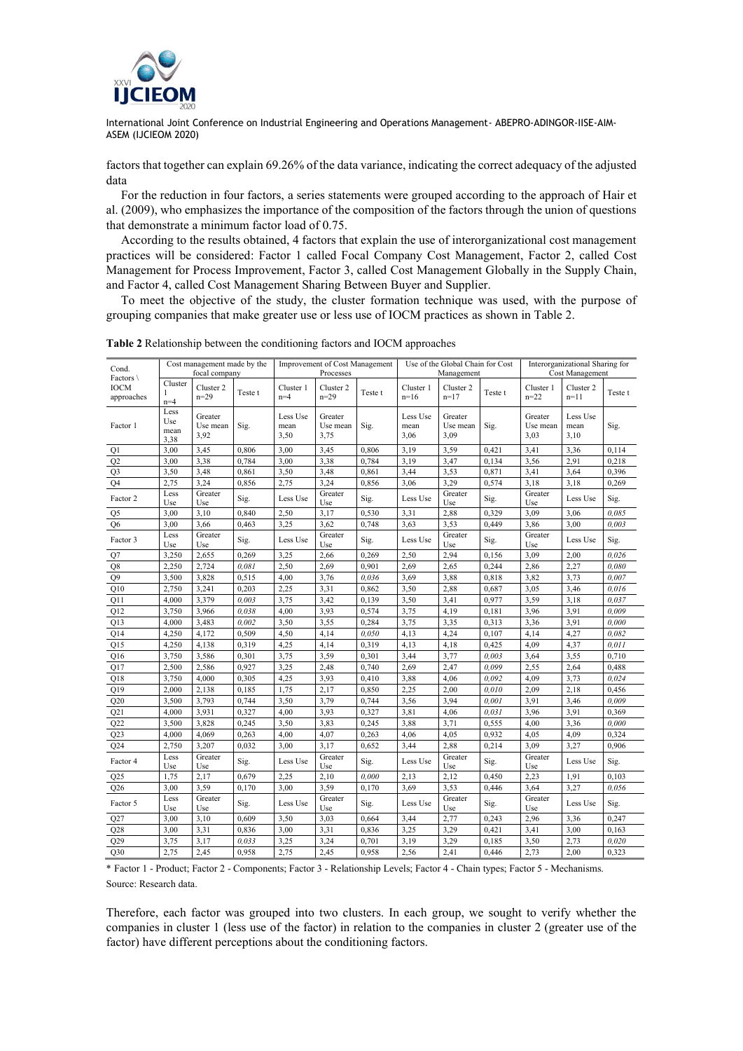factors that together can explain 69.26% of the data variance, indicating the correct adequacy of the adjusted data

For the reduction in four factors, a series statements were grouped according to the approach of Hair et al. (2009), who emphasizes the importance of the composition of the factors through the union of questions that demonstrate a minimum factor load of 0.75.

According to the results obtained, 4 factors that explain the use of interorganizational cost management practices will be considered: Factor 1 called Focal Company Cost Management, Factor 2, called Cost Management for Process Improvement, Factor 3, called Cost Management Globally in the Supply Chain, and Factor 4, called Cost Management Sharing Between Buyer and Supplier.

To meet the objective of the study, the cluster formation technique was used, with the purpose of grouping companies that make greater use or less use of IOCM practices as shown in Table 2.

**Table 2** Relationship between the conditioning factors and IOCM approaches

| Cond. Factors \ IOCM approaches | Cost management made by the focal company | | | Improvement of Cost Management Processes | | | Use of the Global Chain for Cost Management | | | Interorganizational Sharing for Cost Management | | |
|---|---|---|---|---|---|---|---|---|---|---|---|---|
| | Cluster 1 n=4 | Cluster 2 n=29 | Teste t | Cluster 1 n=4 | Cluster 2 n=29 | Teste t | Cluster 1 n=16 | Cluster 2 n=17 | Teste t | Cluster 1 n=22 | Cluster 2 n=11 | Teste t |
| Factor 1 | Less Use mean 3,38 | Greater Use mean 3,92 | Sig. | Less Use mean 3,50 | Greater Use mean 3,75 | Sig. | Less Use mean 3,06 | Greater Use mean 3,09 | Sig. | Greater Use mean 3,03 | Less Use mean 3,10 | Sig. |
| Q1 | 3,00 | 3,45 | 0,806 | 3,00 | 3,45 | 0,806 | 3,19 | 3,59 | 0,421 | 3,41 | 3,36 | 0,114 |
| Q2 | 3,00 | 3,38 | 0,784 | 3,00 | 3,38 | 0,784 | 3,19 | 3,47 | 0,134 | 3,56 | 2,91 | 0,218 |
| Q3 | 3,50 | 3,48 | 0,861 | 3,50 | 3,48 | 0,861 | 3,44 | 3,53 | 0,871 | 3,41 | 3,64 | 0,396 |
| Q4 | 2,75 | 3,24 | 0,856 | 2,75 | 3,24 | 0,856 | 3,06 | 3,29 | 0,574 | 3,18 | 3,18 | 0,269 |
| Factor 2 | Less Use | Greater Use | Sig. | Less Use | Greater Use | Sig. | Less Use | Greater Use | Sig. | Greater Use | Less Use | Sig. |
| Q5 | 3,00 | 3,10 | 0,840 | 2,50 | 3,17 | 0,530 | 3,31 | 2,88 | 0,329 | 3,09 | 3,06 | *0,085* |
| Q6 | 3,00 | 3,66 | 0,463 | 3,25 | 3,62 | 0,748 | 3,63 | 3,53 | 0,449 | 3,86 | 3,00 | *0,003* |
| Factor 3 | Less Use | Greater Use | Sig. | Less Use | Greater Use | Sig. | Less Use | Greater Use | Sig. | Greater Use | Less Use | Sig. |
| Q7 | 3,250 | 2,655 | 0,269 | 3,25 | 2,66 | 0,269 | 2,50 | 2,94 | 0,156 | 3,09 | 2,00 | *0,026* |
| Q8 | 2,250 | 2,724 | *0,081* | 2,50 | 2,69 | 0,901 | 2,69 | 2,65 | 0,244 | 2,86 | 2,27 | *0,080* |
| Q9 | 3,500 | 3,828 | 0,515 | 4,00 | 3,76 | *0,036* | 3,69 | 3,88 | 0,818 | 3,82 | 3,73 | *0,007* |
| Q10 | 2,750 | 3,241 | 0,203 | 2,25 | 3,31 | 0,862 | 3,50 | 2,88 | 0,687 | 3,05 | 3,46 | *0,016* |
| Q11 | 4,000 | 3,379 | *0,003* | 3,75 | 3,42 | 0,139 | 3,50 | 3,41 | 0,977 | 3,59 | 3,18 | *0,037* |
| Q12 | 3,750 | 3,966 | *0,038* | 4,00 | 3,93 | 0,574 | 3,75 | 4,19 | 0,181 | 3,96 | 3,91 | *0,009* |
| Q13 | 4,000 | 3,483 | *0,002* | 3,50 | 3,55 | 0,284 | 3,75 | 3,35 | 0,313 | 3,36 | 3,91 | *0,000* |
| Q14 | 4,250 | 4,172 | 0,509 | 4,50 | 4,14 | *0,050* | 4,13 | 4,24 | 0,107 | 4,14 | 4,27 | *0,082* |
| Q15 | 4,250 | 4,138 | 0,319 | 4,25 | 4,14 | 0,319 | 4,13 | 4,18 | 0,425 | 4,09 | 4,37 | *0,011* |
| Q16 | 3,750 | 3,586 | 0,301 | 3,75 | 3,59 | 0,301 | 3,44 | 3,77 | *0,003* | 3,64 | 3,55 | 0,710 |
| Q17 | 2,500 | 2,586 | 0,927 | 3,25 | 2,48 | 0,740 | 2,69 | 2,47 | *0,099* | 2,55 | 2,64 | 0,488 |
| Q18 | 3,750 | 4,000 | 0,305 | 4,25 | 3,93 | 0,410 | 3,88 | 4,06 | *0,092* | 4,09 | 3,73 | *0,024* |
| Q19 | 2,000 | 2,138 | 0,185 | 1,75 | 2,17 | 0,850 | 2,25 | 2,00 | *0,010* | 2,09 | 2,18 | 0,456 |
| Q20 | 3,500 | 3,793 | 0,744 | 3,50 | 3,79 | 0,744 | 3,56 | 3,94 | *0,001* | 3,91 | 3,46 | *0,009* |
| Q21 | 4,000 | 3,931 | 0,327 | 4,00 | 3,93 | 0,327 | 3,81 | 4,06 | *0,031* | 3,96 | 3,91 | 0,369 |
| Q22 | 3,500 | 3,828 | 0,245 | 3,50 | 3,83 | 0,245 | 3,88 | 3,71 | 0,555 | 4,00 | 3,36 | *0,000* |
| Q23 | 4,000 | 4,069 | 0,263 | 4,00 | 4,07 | 0,263 | 4,06 | 4,05 | 0,932 | 4,05 | 4,09 | 0,324 |
| Q24 | 2,750 | 3,207 | 0,032 | 3,00 | 3,17 | 0,652 | 3,44 | 2,88 | 0,214 | 3,09 | 3,27 | 0,906 |
| Factor 4 | Less Use | Greater Use | Sig. | Less Use | Greater Use | Sig. | Less Use | Greater Use | Sig. | Greater Use | Less Use | Sig. |
| Q25 | 1,75 | 2,17 | 0,679 | 2,25 | 2,10 | *0,000* | 2,13 | 2,12 | 0,450 | 2,23 | 1,91 | 0,103 |
| Q26 | 3,00 | 3,59 | 0,170 | 3,00 | 3,59 | 0,170 | 3,69 | 3,53 | 0,446 | 3,64 | 3,27 | *0,056* |
| Factor 5 | Less Use | Greater Use | Sig. | Less Use | Greater Use | Sig. | Less Use | Greater Use | Sig. | Greater Use | Less Use | Sig. |
| Q27 | 3,00 | 3,10 | 0,609 | 3,50 | 3,03 | 0,664 | 3,44 | 2,77 | 0,243 | 2,96 | 3,36 | 0,247 |
| Q28 | 3,00 | 3,31 | 0,836 | 3,00 | 3,31 | 0,836 | 3,25 | 3,29 | 0,421 | 3,41 | 3,00 | 0,163 |
| Q29 | 3,75 | 3,17 | *0,033* | 3,25 | 3,24 | 0,701 | 3,19 | 3,29 | 0,185 | 3,50 | 2,73 | *0,020* |
| Q30 | 2,75 | 2,45 | 0,958 | 2,75 | 2,45 | 0,958 | 2,56 | 2,41 | 0,446 | 2,73 | 2,00 | 0,323 |

\* Factor 1 - Product; Factor 2 - Components; Factor 3 - Relationship Levels; Factor 4 - Chain types; Factor 5 - Mechanisms.

Source: Research data.

Therefore, each factor was grouped into two clusters. In each group, we sought to verify whether the companies in cluster 1 (less use of the factor) in relation to the companies in cluster 2 (greater use of the factor) have different perceptions about the conditioning factors.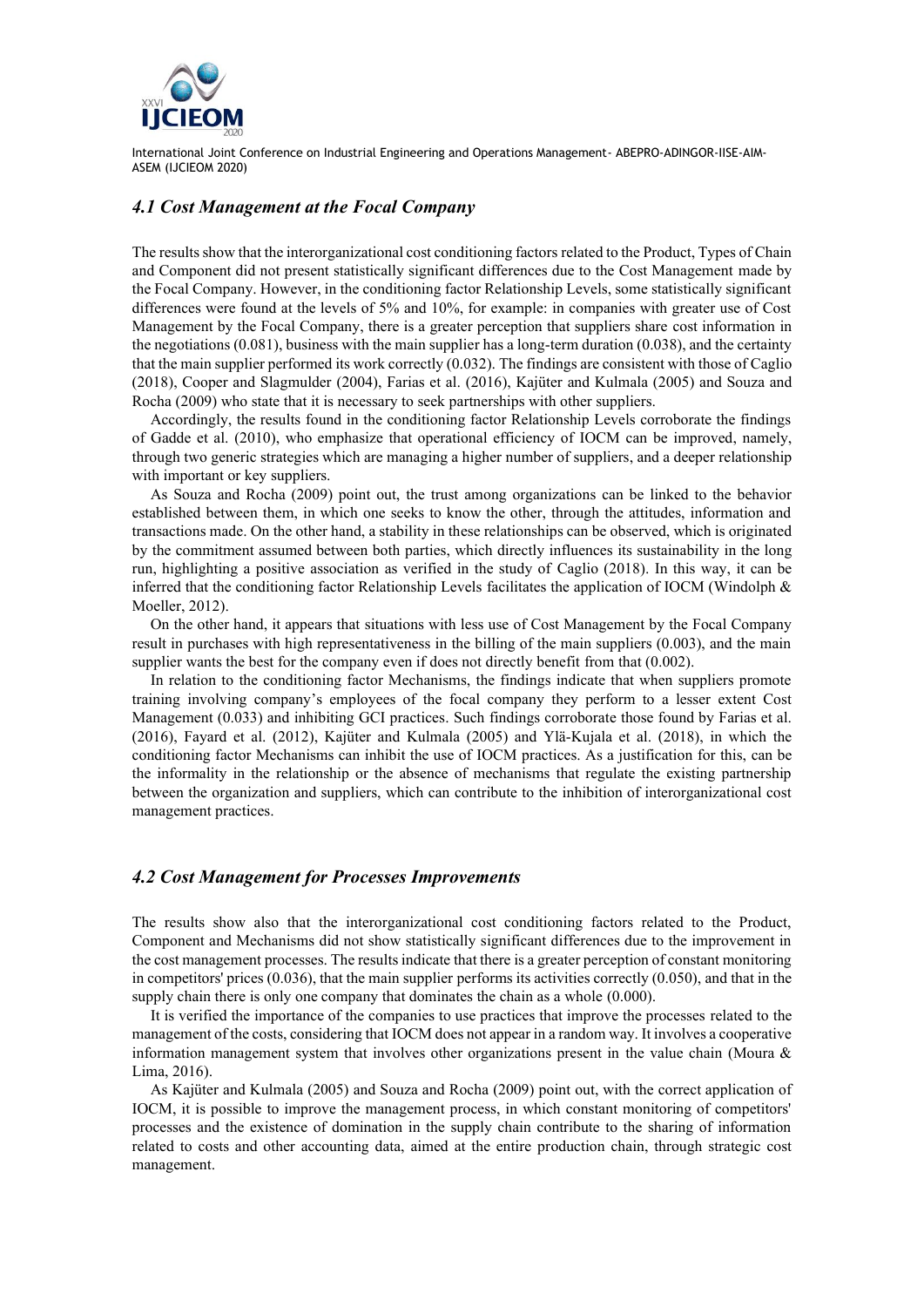### *4.1 Cost Management at the Focal Company*

The results show that the interorganizational cost conditioning factors related to the Product, Types of Chain and Component did not present statistically significant differences due to the Cost Management made by the Focal Company. However, in the conditioning factor Relationship Levels, some statistically significant differences were found at the levels of 5% and 10%, for example: in companies with greater use of Cost Management by the Focal Company, there is a greater perception that suppliers share cost information in the negotiations (0.081), business with the main supplier has a long-term duration (0.038), and the certainty that the main supplier performed its work correctly (0.032). The findings are consistent with those of Caglio (2018), Cooper and Slagmulder (2004), Farias et al. (2016), Kajüter and Kulmala (2005) and Souza and Rocha (2009) who state that it is necessary to seek partnerships with other suppliers.

Accordingly, the results found in the conditioning factor Relationship Levels corroborate the findings of Gadde et al. (2010), who emphasize that operational efficiency of IOCM can be improved, namely, through two generic strategies which are managing a higher number of suppliers, and a deeper relationship with important or key suppliers.

As Souza and Rocha (2009) point out, the trust among organizations can be linked to the behavior established between them, in which one seeks to know the other, through the attitudes, information and transactions made. On the other hand, a stability in these relationships can be observed, which is originated by the commitment assumed between both parties, which directly influences its sustainability in the long run, highlighting a positive association as verified in the study of Caglio (2018). In this way, it can be inferred that the conditioning factor Relationship Levels facilitates the application of IOCM (Windolph & Moeller, 2012).

On the other hand, it appears that situations with less use of Cost Management by the Focal Company result in purchases with high representativeness in the billing of the main suppliers (0.003), and the main supplier wants the best for the company even if does not directly benefit from that (0.002).

In relation to the conditioning factor Mechanisms, the findings indicate that when suppliers promote training involving company's employees of the focal company they perform to a lesser extent Cost Management (0.033) and inhibiting GCI practices. Such findings corroborate those found by Farias et al. (2016), Fayard et al. (2012), Kajüter and Kulmala (2005) and Ylä-Kujala et al. (2018), in which the conditioning factor Mechanisms can inhibit the use of IOCM practices. As a justification for this, can be the informality in the relationship or the absence of mechanisms that regulate the existing partnership between the organization and suppliers, which can contribute to the inhibition of interorganizational cost management practices.

### *4.2 Cost Management for Processes Improvements*

The results show also that the interorganizational cost conditioning factors related to the Product, Component and Mechanisms did not show statistically significant differences due to the improvement in the cost management processes. The results indicate that there is a greater perception of constant monitoring in competitors' prices (0.036), that the main supplier performs its activities correctly (0.050), and that in the supply chain there is only one company that dominates the chain as a whole (0.000).

It is verified the importance of the companies to use practices that improve the processes related to the management of the costs, considering that IOCM does not appear in a random way. It involves a cooperative information management system that involves other organizations present in the value chain (Moura & Lima, 2016).

As Kajüter and Kulmala (2005) and Souza and Rocha (2009) point out, with the correct application of IOCM, it is possible to improve the management process, in which constant monitoring of competitors' processes and the existence of domination in the supply chain contribute to the sharing of information related to costs and other accounting data, aimed at the entire production chain, through strategic cost management.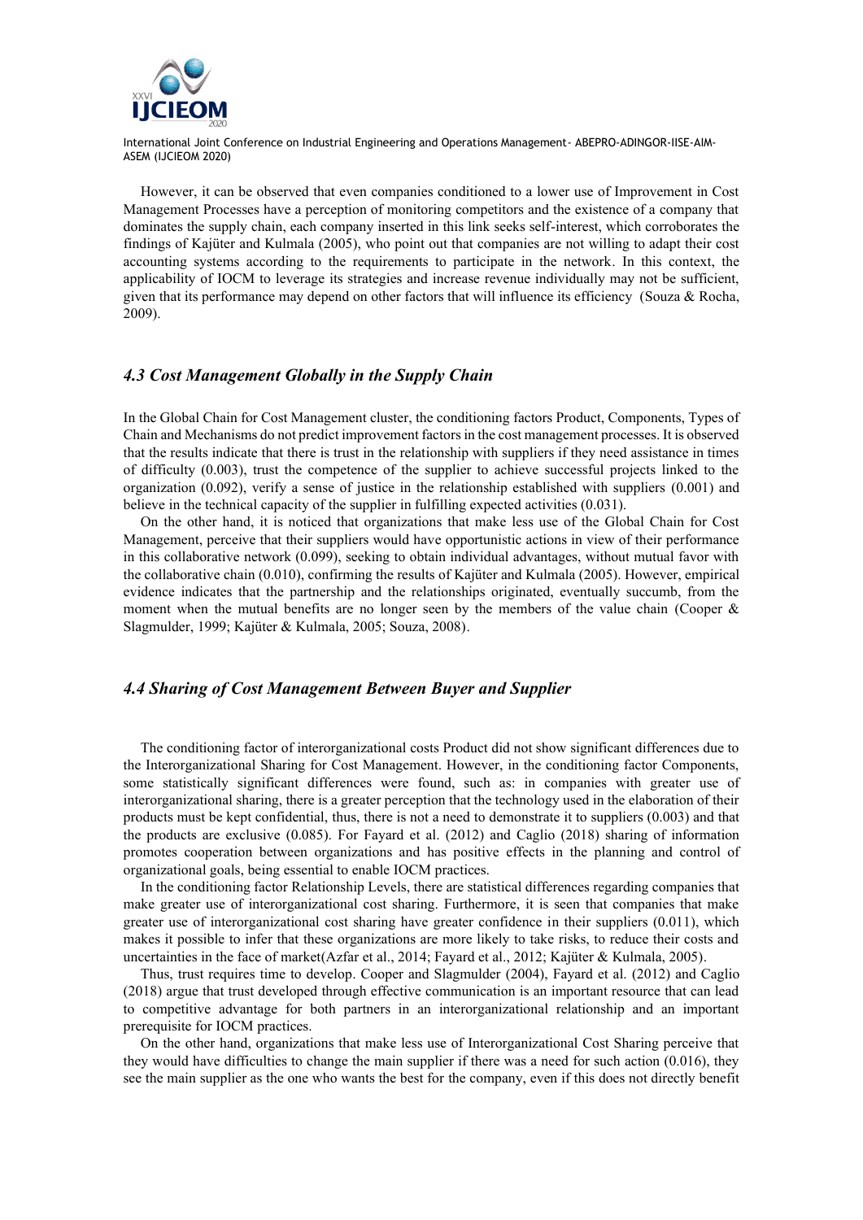However, it can be observed that even companies conditioned to a lower use of Improvement in Cost Management Processes have a perception of monitoring competitors and the existence of a company that dominates the supply chain, each company inserted in this link seeks self-interest, which corroborates the findings of Kajüter and Kulmala (2005), who point out that companies are not willing to adapt their cost accounting systems according to the requirements to participate in the network. In this context, the applicability of IOCM to leverage its strategies and increase revenue individually may not be sufficient, given that its performance may depend on other factors that will influence its efficiency (Souza & Rocha, 2009).

### *4.3 Cost Management Globally in the Supply Chain*

In the Global Chain for Cost Management cluster, the conditioning factors Product, Components, Types of Chain and Mechanisms do not predict improvement factors in the cost management processes. It is observed that the results indicate that there is trust in the relationship with suppliers if they need assistance in times of difficulty (0.003), trust the competence of the supplier to achieve successful projects linked to the organization (0.092), verify a sense of justice in the relationship established with suppliers (0.001) and believe in the technical capacity of the supplier in fulfilling expected activities (0.031).

On the other hand, it is noticed that organizations that make less use of the Global Chain for Cost Management, perceive that their suppliers would have opportunistic actions in view of their performance in this collaborative network (0.099), seeking to obtain individual advantages, without mutual favor with the collaborative chain (0.010), confirming the results of Kajüter and Kulmala (2005). However, empirical evidence indicates that the partnership and the relationships originated, eventually succumb, from the moment when the mutual benefits are no longer seen by the members of the value chain (Cooper & Slagmulder, 1999; Kajüter & Kulmala, 2005; Souza, 2008).

### *4.4 Sharing of Cost Management Between Buyer and Supplier*

The conditioning factor of interorganizational costs Product did not show significant differences due to the Interorganizational Sharing for Cost Management. However, in the conditioning factor Components, some statistically significant differences were found, such as: in companies with greater use of interorganizational sharing, there is a greater perception that the technology used in the elaboration of their products must be kept confidential, thus, there is not a need to demonstrate it to suppliers (0.003) and that the products are exclusive (0.085). For Fayard et al. (2012) and Caglio (2018) sharing of information promotes cooperation between organizations and has positive effects in the planning and control of organizational goals, being essential to enable IOCM practices.

In the conditioning factor Relationship Levels, there are statistical differences regarding companies that make greater use of interorganizational cost sharing. Furthermore, it is seen that companies that make greater use of interorganizational cost sharing have greater confidence in their suppliers (0.011), which makes it possible to infer that these organizations are more likely to take risks, to reduce their costs and uncertainties in the face of market(Azfar et al., 2014; Fayard et al., 2012; Kajüter & Kulmala, 2005).

Thus, trust requires time to develop. Cooper and Slagmulder (2004), Fayard et al. (2012) and Caglio (2018) argue that trust developed through effective communication is an important resource that can lead to competitive advantage for both partners in an interorganizational relationship and an important prerequisite for IOCM practices.

On the other hand, organizations that make less use of Interorganizational Cost Sharing perceive that they would have difficulties to change the main supplier if there was a need for such action (0.016), they see the main supplier as the one who wants the best for the company, even if this does not directly benefit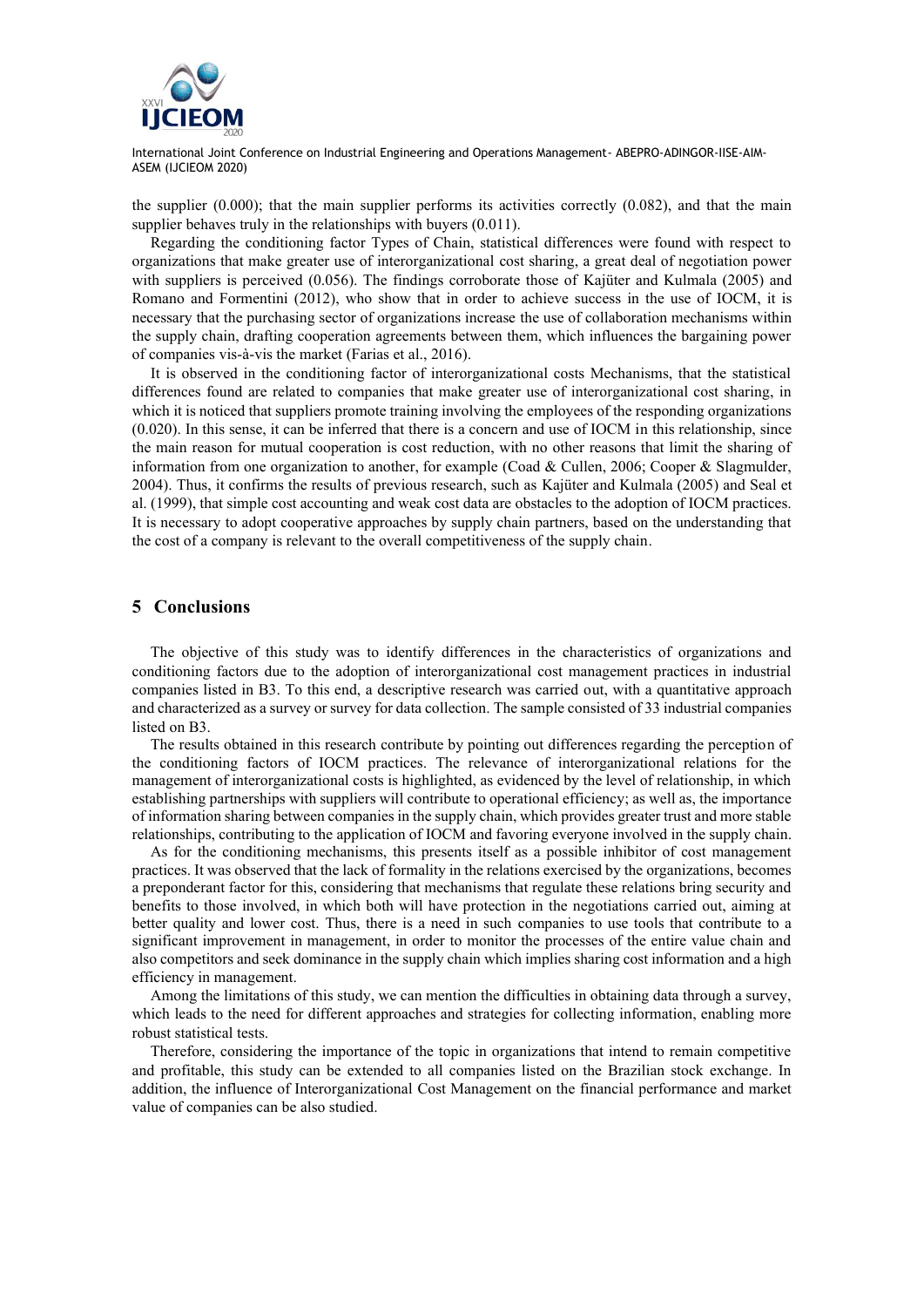the supplier (0.000); that the main supplier performs its activities correctly (0.082), and that the main supplier behaves truly in the relationships with buyers (0.011).

Regarding the conditioning factor Types of Chain, statistical differences were found with respect to organizations that make greater use of interorganizational cost sharing, a great deal of negotiation power with suppliers is perceived (0.056). The findings corroborate those of Kajüter and Kulmala (2005) and Romano and Formentini (2012), who show that in order to achieve success in the use of IOCM, it is necessary that the purchasing sector of organizations increase the use of collaboration mechanisms within the supply chain, drafting cooperation agreements between them, which influences the bargaining power of companies vis-à-vis the market (Farias et al., 2016).

It is observed in the conditioning factor of interorganizational costs Mechanisms, that the statistical differences found are related to companies that make greater use of interorganizational cost sharing, in which it is noticed that suppliers promote training involving the employees of the responding organizations (0.020). In this sense, it can be inferred that there is a concern and use of IOCM in this relationship, since the main reason for mutual cooperation is cost reduction, with no other reasons that limit the sharing of information from one organization to another, for example (Coad & Cullen, 2006; Cooper & Slagmulder, 2004). Thus, it confirms the results of previous research, such as Kajüter and Kulmala (2005) and Seal et al. (1999), that simple cost accounting and weak cost data are obstacles to the adoption of IOCM practices. It is necessary to adopt cooperative approaches by supply chain partners, based on the understanding that the cost of a company is relevant to the overall competitiveness of the supply chain.

## 5 Conclusions

The objective of this study was to identify differences in the characteristics of organizations and conditioning factors due to the adoption of interorganizational cost management practices in industrial companies listed in B3. To this end, a descriptive research was carried out, with a quantitative approach and characterized as a survey or survey for data collection. The sample consisted of 33 industrial companies listed on B3.

The results obtained in this research contribute by pointing out differences regarding the perception of the conditioning factors of IOCM practices. The relevance of interorganizational relations for the management of interorganizational costs is highlighted, as evidenced by the level of relationship, in which establishing partnerships with suppliers will contribute to operational efficiency; as well as, the importance of information sharing between companies in the supply chain, which provides greater trust and more stable relationships, contributing to the application of IOCM and favoring everyone involved in the supply chain.

As for the conditioning mechanisms, this presents itself as a possible inhibitor of cost management practices. It was observed that the lack of formality in the relations exercised by the organizations, becomes a preponderant factor for this, considering that mechanisms that regulate these relations bring security and benefits to those involved, in which both will have protection in the negotiations carried out, aiming at better quality and lower cost. Thus, there is a need in such companies to use tools that contribute to a significant improvement in management, in order to monitor the processes of the entire value chain and also competitors and seek dominance in the supply chain which implies sharing cost information and a high efficiency in management.

Among the limitations of this study, we can mention the difficulties in obtaining data through a survey, which leads to the need for different approaches and strategies for collecting information, enabling more robust statistical tests.

Therefore, considering the importance of the topic in organizations that intend to remain competitive and profitable, this study can be extended to all companies listed on the Brazilian stock exchange. In addition, the influence of Interorganizational Cost Management on the financial performance and market value of companies can be also studied.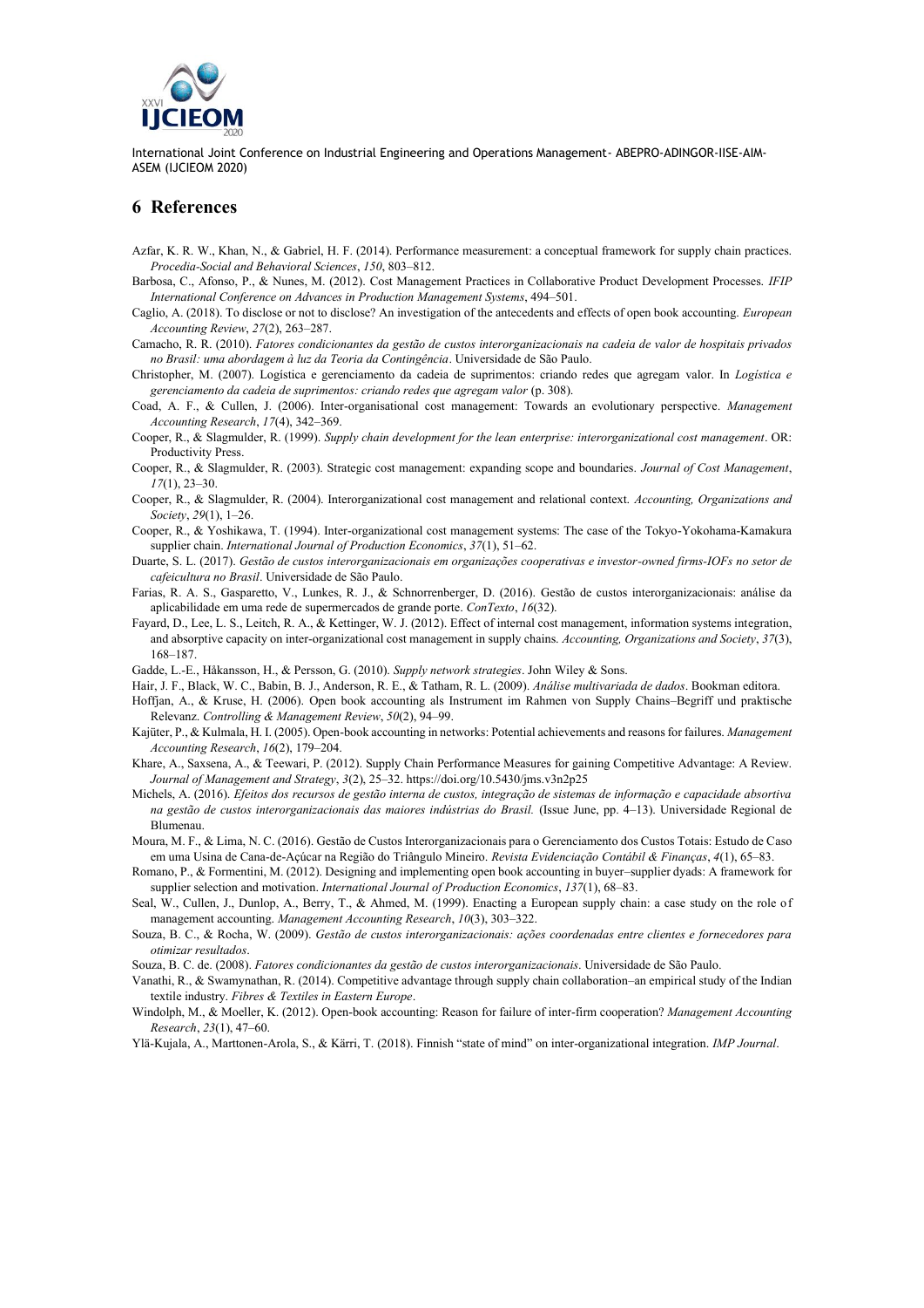## 6 References

Azfar, K. R. W., Khan, N., & Gabriel, H. F. (2014). Performance measurement: a conceptual framework for supply chain practices. *Procedia-Social and Behavioral Sciences*, *150*, 803–812.

Barbosa, C., Afonso, P., & Nunes, M. (2012). Cost Management Practices in Collaborative Product Development Processes. *IFIP International Conference on Advances in Production Management Systems*, 494–501.

Caglio, A. (2018). To disclose or not to disclose? An investigation of the antecedents and effects of open book accounting. *European Accounting Review*, *27*(2), 263–287.

Camacho, R. R. (2010). *Fatores condicionantes da gestão de custos interorganizacionais na cadeia de valor de hospitais privados no Brasil: uma abordagem à luz da Teoria da Contingência*. Universidade de São Paulo.

Christopher, M. (2007). Logística e gerenciamento da cadeia de suprimentos: criando redes que agregam valor. In *Logística e gerenciamento da cadeia de suprimentos: criando redes que agregam valor* (p. 308).

Coad, A. F., & Cullen, J. (2006). Inter-organisational cost management: Towards an evolutionary perspective. *Management Accounting Research*, *17*(4), 342–369.

Cooper, R., & Slagmulder, R. (1999). *Supply chain development for the lean enterprise: interorganizational cost management*. OR: Productivity Press.

Cooper, R., & Slagmulder, R. (2003). Strategic cost management: expanding scope and boundaries. *Journal of Cost Management*, *17*(1), 23–30.

Cooper, R., & Slagmulder, R. (2004). Interorganizational cost management and relational context. *Accounting, Organizations and Society*, *29*(1), 1–26.

Cooper, R., & Yoshikawa, T. (1994). Inter-organizational cost management systems: The case of the Tokyo-Yokohama-Kamakura supplier chain. *International Journal of Production Economics*, *37*(1), 51–62.

Duarte, S. L. (2017). *Gestão de custos interorganizacionais em organizações cooperativas e investor-owned firms-IOFs no setor de cafeicultura no Brasil*. Universidade de São Paulo.

Farias, R. A. S., Gasparetto, V., Lunkes, R. J., & Schnorrenberger, D. (2016). Gestão de custos interorganizacionais: análise da aplicabilidade em uma rede de supermercados de grande porte. *ConTexto*, *16*(32).

Fayard, D., Lee, L. S., Leitch, R. A., & Kettinger, W. J. (2012). Effect of internal cost management, information systems integration, and absorptive capacity on inter-organizational cost management in supply chains. *Accounting, Organizations and Society*, *37*(3), 168–187.

Gadde, L.-E., Håkansson, H., & Persson, G. (2010). *Supply network strategies*. John Wiley & Sons.

Hair, J. F., Black, W. C., Babin, B. J., Anderson, R. E., & Tatham, R. L. (2009). *Análise multivariada de dados*. Bookman editora.

Hoffjan, A., & Kruse, H. (2006). Open book accounting als Instrument im Rahmen von Supply Chains–Begriff und praktische Relevanz. *Controlling & Management Review*, *50*(2), 94–99.

Kajüter, P., & Kulmala, H. I. (2005). Open-book accounting in networks: Potential achievements and reasons for failures. *Management Accounting Research*, *16*(2), 179–204.

Khare, A., Saxsena, A., & Teewari, P. (2012). Supply Chain Performance Measures for gaining Competitive Advantage: A Review. *Journal of Management and Strategy*, *3*(2), 25–32. https://doi.org/10.5430/jms.v3n2p25

Michels, A. (2016). *Efeitos dos recursos de gestão interna de custos, integração de sistemas de informação e capacidade absortiva na gestão de custos interorganizacionais das maiores indústrias do Brasil.* (Issue June, pp. 4–13). Universidade Regional de Blumenau.

Moura, M. F., & Lima, N. C. (2016). Gestão de Custos Interorganizacionais para o Gerenciamento dos Custos Totais: Estudo de Caso em uma Usina de Cana-de-Açúcar na Região do Triângulo Mineiro. *Revista Evidenciação Contábil & Finanças*, *4*(1), 65–83.

Romano, P., & Formentini, M. (2012). Designing and implementing open book accounting in buyer–supplier dyads: A framework for supplier selection and motivation. *International Journal of Production Economics*, *137*(1), 68–83.

Seal, W., Cullen, J., Dunlop, A., Berry, T., & Ahmed, M. (1999). Enacting a European supply chain: a case study on the role of management accounting. *Management Accounting Research*, *10*(3), 303–322.

Souza, B. C., & Rocha, W. (2009). *Gestão de custos interorganizacionais: ações coordenadas entre clientes e fornecedores para otimizar resultados*.

Souza, B. C. de. (2008). *Fatores condicionantes da gestão de custos interorganizacionais*. Universidade de São Paulo.

Vanathi, R., & Swamynathan, R. (2014). Competitive advantage through supply chain collaboration–an empirical study of the Indian textile industry. *Fibres & Textiles in Eastern Europe*.

Windolph, M., & Moeller, K. (2012). Open-book accounting: Reason for failure of inter-firm cooperation? *Management Accounting Research*, *23*(1), 47–60.

Ylä-Kujala, A., Marttonen-Arola, S., & Kärri, T. (2018). Finnish "state of mind" on inter-organizational integration. *IMP Journal*.